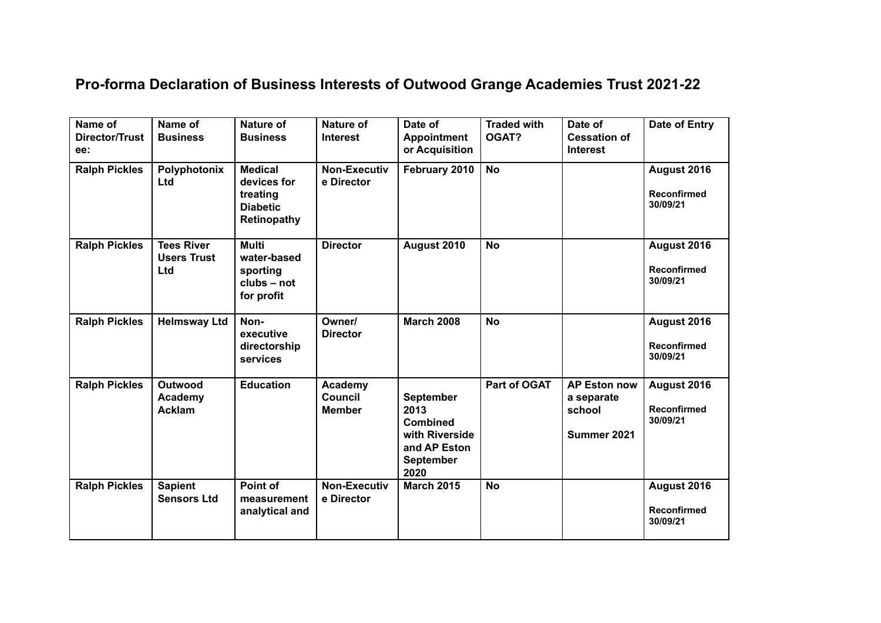## Pro-forma Declaration of Business Interests of Outwood Grange Academies Trust 2021-22

| Name of Director/Trustee: | Name of Business | Nature of Business | Nature of Interest | Date of Appointment or Acquisition | Traded with OGAT? | Date of Cessation of Interest | Date of Entry |
|---|---|---|---|---|---|---|---|
| **Ralph Pickles** | **Polyphotonix Ltd** | **Medical devices for treating Diabetic Retinopathy** | **Non-Executive Director** | **February 2010** | **No** | | **August 2016** **Reconfirmed 30/09/21** |
| **Ralph Pickles** | **Tees River Users Trust Ltd** | **Multi water-based sporting clubs – not for profit** | **Director** | **August 2010** | **No** | | **August 2016** **Reconfirmed 30/09/21** |
| **Ralph Pickles** | **Helmsway Ltd** | **Non-executive directorship services** | **Owner/ Director** | **March 2008** | **No** | | **August 2016** **Reconfirmed 30/09/21** |
| **Ralph Pickles** | **Outwood Academy Acklam** | **Education** | **Academy Council Member** | **September 2013 Combined with Riverside and AP Eston September 2020** | **Part of OGAT** | **AP Eston now a separate school Summer 2021** | **August 2016** **Reconfirmed 30/09/21** |
| **Ralph Pickles** | **Sapient Sensors Ltd** | **Point of measurement analytical and** | **Non-Executive Director** | **March 2015** | **No** | | **August 2016** **Reconfirmed 30/09/21** |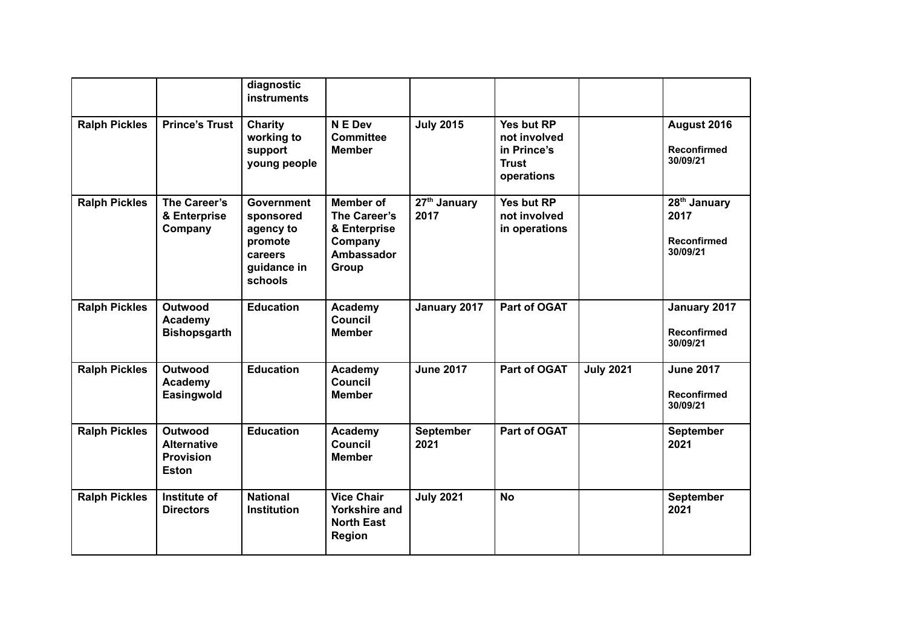| | | | | | | | |
|---|---|---|---|---|---|---|---|
| | | **diagnostic instruments** | | | | | |
| **Ralph Pickles** | **Prince's Trust** | **Charity working to support young people** | **N E Dev Committee Member** | **July 2015** | **Yes but RP not involved in Prince's Trust operations** | | **August 2016** **Reconfirmed 30/09/21** |
| **Ralph Pickles** | **The Career's & Enterprise Company** | **Government sponsored agency to promote careers guidance in schools** | **Member of The Career's & Enterprise Company Ambassador Group** | **27th January 2017** | **Yes but RP not involved in operations** | | **28th January 2017** **Reconfirmed 30/09/21** |
| **Ralph Pickles** | **Outwood Academy Bishopsgarth** | **Education** | **Academy Council Member** | **January 2017** | **Part of OGAT** | | **January 2017** **Reconfirmed 30/09/21** |
| **Ralph Pickles** | **Outwood Academy Easingwold** | **Education** | **Academy Council Member** | **June 2017** | **Part of OGAT** | **July 2021** | **June 2017** **Reconfirmed 30/09/21** |
| **Ralph Pickles** | **Outwood Alternative Provision Eston** | **Education** | **Academy Council Member** | **September 2021** | **Part of OGAT** | | **September 2021** |
| **Ralph Pickles** | **Institute of Directors** | **National Institution** | **Vice Chair Yorkshire and North East Region** | **July 2021** | **No** | | **September 2021** |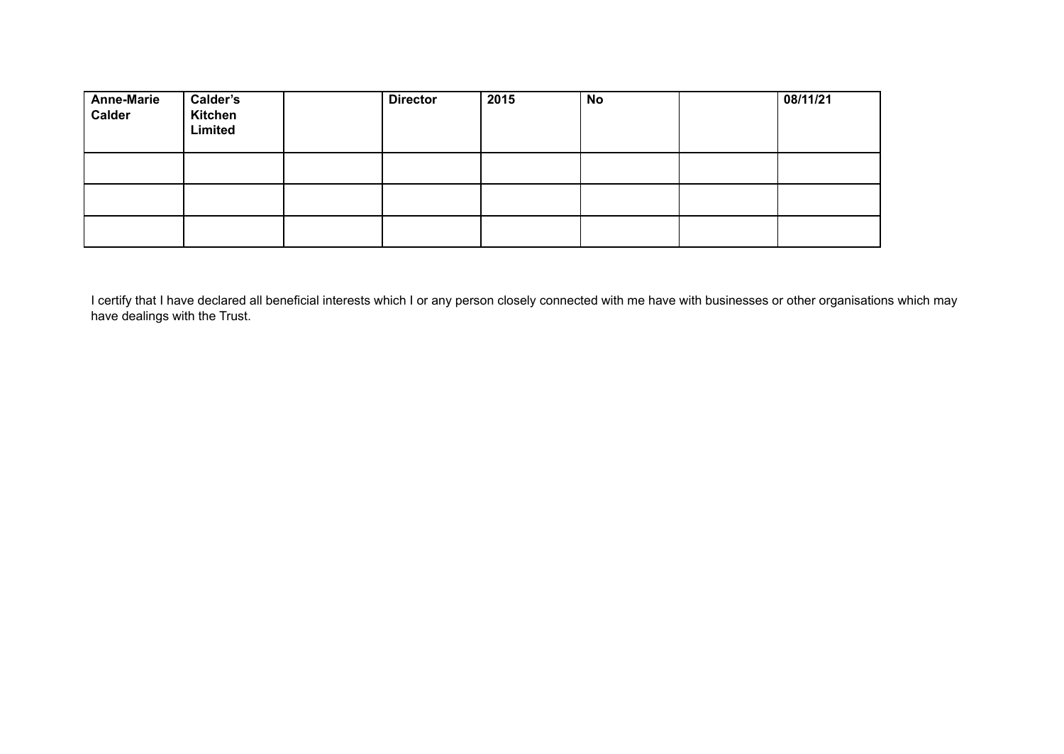| | | | | | | | |
|---|---|---|---|---|---|---|---|
| **Anne-Marie Calder** | **Calder's Kitchen Limited** | | **Director** | **2015** | **No** | | **08/11/21** |
| | | | | | | | |
| | | | | | | | |
| | | | | | | | |

I certify that I have declared all beneficial interests which I or any person closely connected with me have with businesses or other organisations which may have dealings with the Trust.